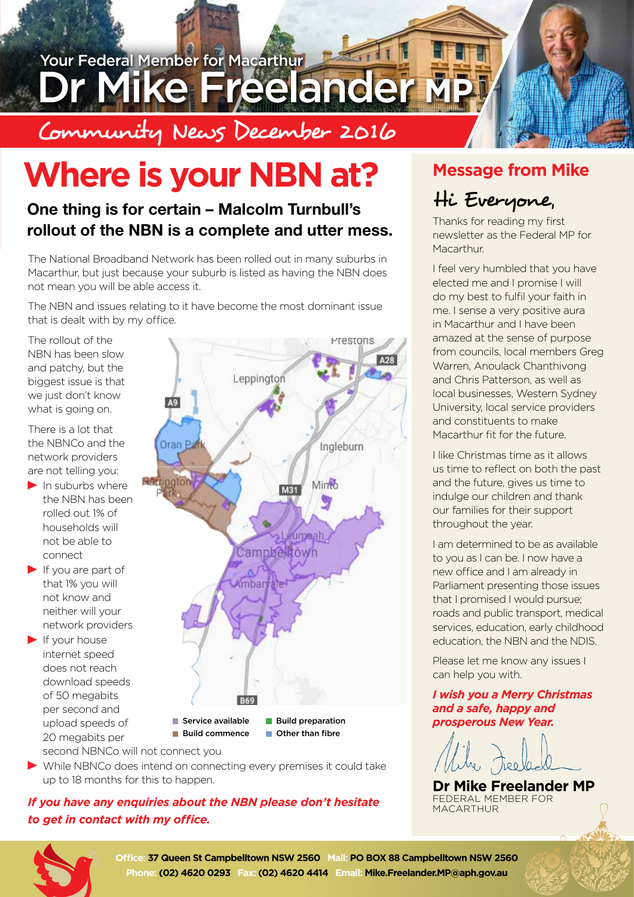Your Federal Member for Macarthur

# Dr Mike Freelander MP

Community News December 2016

# Where is your NBN at?

## One thing is for certain – Malcolm Turnbull's rollout of the NBN is a complete and utter mess.

The National Broadband Network has been rolled out in many suburbs in Macarthur, but just because your suburb is listed as having the NBN does not mean you will be able access it.

The NBN and issues relating to it have become the most dominant issue that is dealt with by my office.

The rollout of the NBN has been slow and patchy, but the biggest issue is that we just don't know what is going on.

There is a lot that the NBNCo and the network providers are not telling you:

- In suburbs where the NBN has been rolled out 1% of households will not be able to connect
- If you are part of that 1% you will not know and neither will your network providers
- If your house internet speed does not reach download speeds of 50 megabits per second and upload speeds of 20 megabits per second NBNCo will not connect you
- While NBNCo does intend on connecting every premises it could take up to 18 months for this to happen.

Service available | Build preparation | Build commence | Other than fibre

***If you have any enquiries about the NBN please don't hesitate to get in contact with my office.***

## Message from Mike

Hi Everyone,

Thanks for reading my first newsletter as the Federal MP for Macarthur.

I feel very humbled that you have elected me and I promise I will do my best to fulfil your faith in me. I sense a very positive aura in Macarthur and I have been amazed at the sense of purpose from councils, local members Greg Warren, Anoulack Chanthivong and Chris Patterson, as well as local businesses, Western Sydney University, local service providers and constituents to make Macarthur fit for the future.

I like Christmas time as it allows us time to reflect on both the past and the future, gives us time to indulge our children and thank our families for their support throughout the year.

I am determined to be as available to you as I can be. I now have a new office and I am already in Parliament presenting those issues that I promised I would pursue; roads and public transport, medical services, education, early childhood education, the NBN and the NDIS.

Please let me know any issues I can help you with.

***I wish you a Merry Christmas and a safe, happy and prosperous New Year.***

**Dr Mike Freelander MP**
FEDERAL MEMBER FOR MACARTHUR

**Office:** 37 Queen St Campbelltown NSW 2560 **Mail:** PO BOX 88 Campbelltown NSW 2560
**Phone:** (02) 4620 0293 **Fax:** (02) 4620 4414 **Email:** Mike.Freelander.MP@aph.gov.au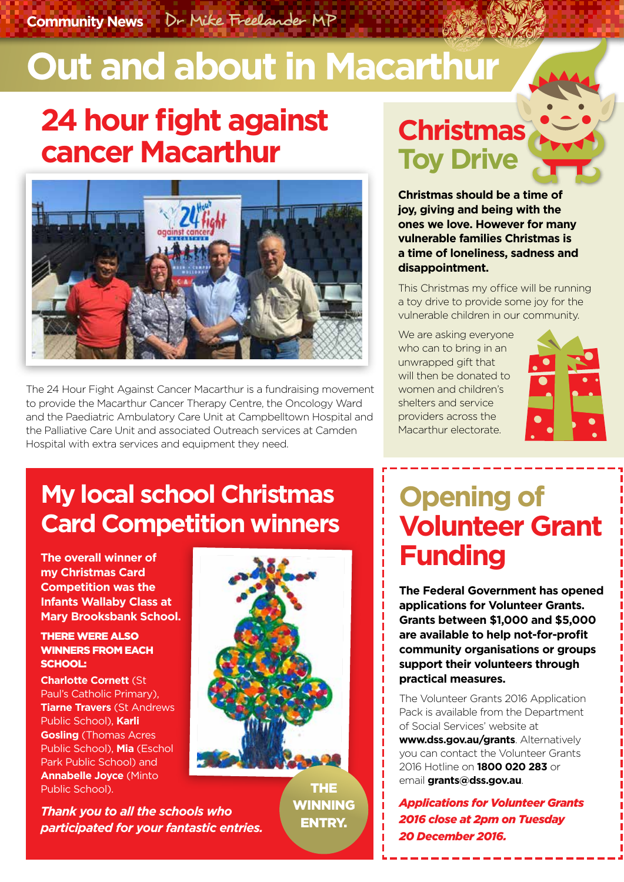# Out and about in Macarthur

## 24 hour fight against cancer Macarthur

The 24 Hour Fight Against Cancer Macarthur is a fundraising movement to provide the Macarthur Cancer Therapy Centre, the Oncology Ward and the Paediatric Ambulatory Care Unit at Campbelltown Hospital and the Palliative Care Unit and associated Outreach services at Camden Hospital with extra services and equipment they need.

## Christmas Toy Drive

**Christmas should be a time of joy, giving and being with the ones we love. However for many vulnerable families Christmas is a time of loneliness, sadness and disappointment.**

This Christmas my office will be running a toy drive to provide some joy for the vulnerable children in our community.

We are asking everyone who can to bring in an unwrapped gift that will then be donated to women and children's shelters and service providers across the Macarthur electorate.

## My local school Christmas Card Competition winners

**The overall winner of my Christmas Card Competition was the Infants Wallaby Class at Mary Brooksbank School.**

**THERE WERE ALSO WINNERS FROM EACH SCHOOL:**

**Charlotte Cornett** (St Paul's Catholic Primary), **Tiarne Travers** (St Andrews Public School), **Karli Gosling** (Thomas Acres Public School), **Mia** (Eschol Park Public School) and **Annabelle Joyce** (Minto Public School).

***Thank you to all the schools who participated for your fantastic entries.***

THE WINNING ENTRY.

## Opening of Volunteer Grant Funding

**The Federal Government has opened applications for Volunteer Grants. Grants between $1,000 and $5,000 are available to help not-for-profit community organisations or groups support their volunteers through practical measures.**

The Volunteer Grants 2016 Application Pack is available from the Department of Social Services' website at **www.dss.gov.au/grants**. Alternatively you can contact the Volunteer Grants 2016 Hotline on **1800 020 283** or email **grants@dss.gov.au**.

***Applications for Volunteer Grants 2016 close at 2pm on Tuesday 20 December 2016.***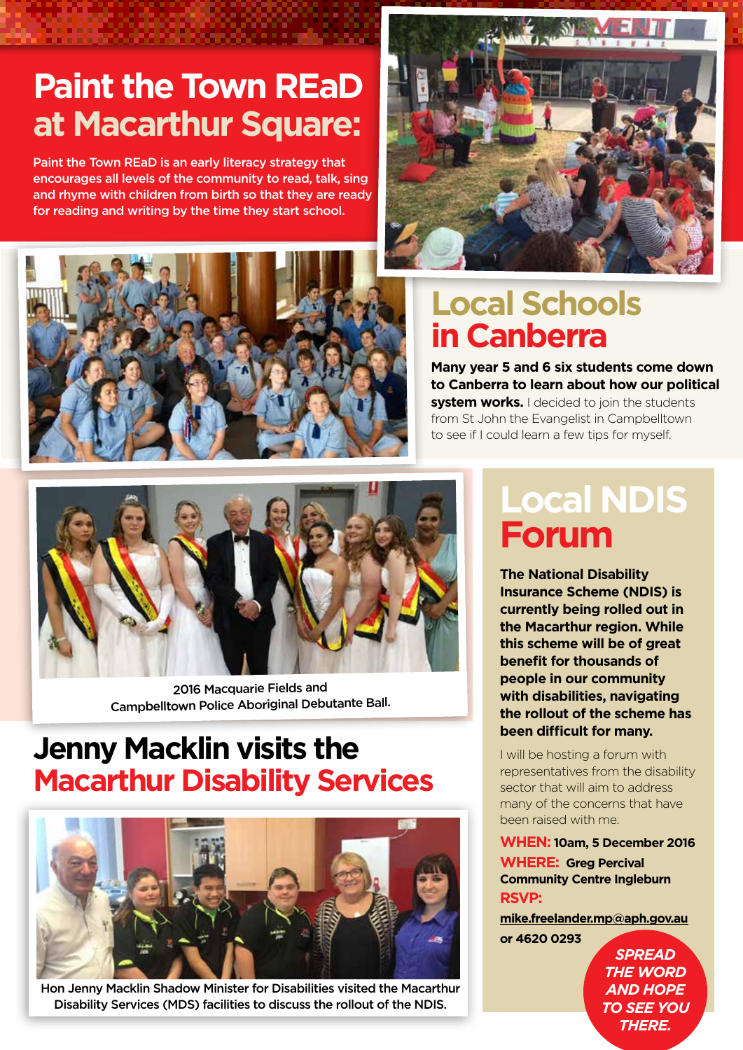# Paint the Town REaD at Macarthur Square:

Paint the Town REaD is an early literacy strategy that encourages all levels of the community to read, talk, sing and rhyme with children from birth so that they are ready for reading and writing by the time they start school.

## Local Schools in Canberra

**Many year 5 and 6 six students come down to Canberra to learn about how our political system works.** I decided to join the students from St John the Evangelist in Campbelltown to see if I could learn a few tips for myself.

2016 Macquarie Fields and Campbelltown Police Aboriginal Debutante Ball.

## Jenny Macklin visits the Macarthur Disability Services

Hon Jenny Macklin Shadow Minister for Disabilities visited the Macarthur Disability Services (MDS) facilities to discuss the rollout of the NDIS.

## Local NDIS Forum

**The National Disability Insurance Scheme (NDIS) is currently being rolled out in the Macarthur region. While this scheme will be of great benefit for thousands of people in our community with disabilities, navigating the rollout of the scheme has been difficult for many.**

I will be hosting a forum with representatives from the disability sector that will aim to address many of the concerns that have been raised with me.

**WHEN:** 10am, 5 December 2016

**WHERE:** Greg Percival Community Centre Ingleburn

**RSVP:** mike.freelander.mp@aph.gov.au or 4620 0293

***SPREAD THE WORD AND HOPE TO SEE YOU THERE.***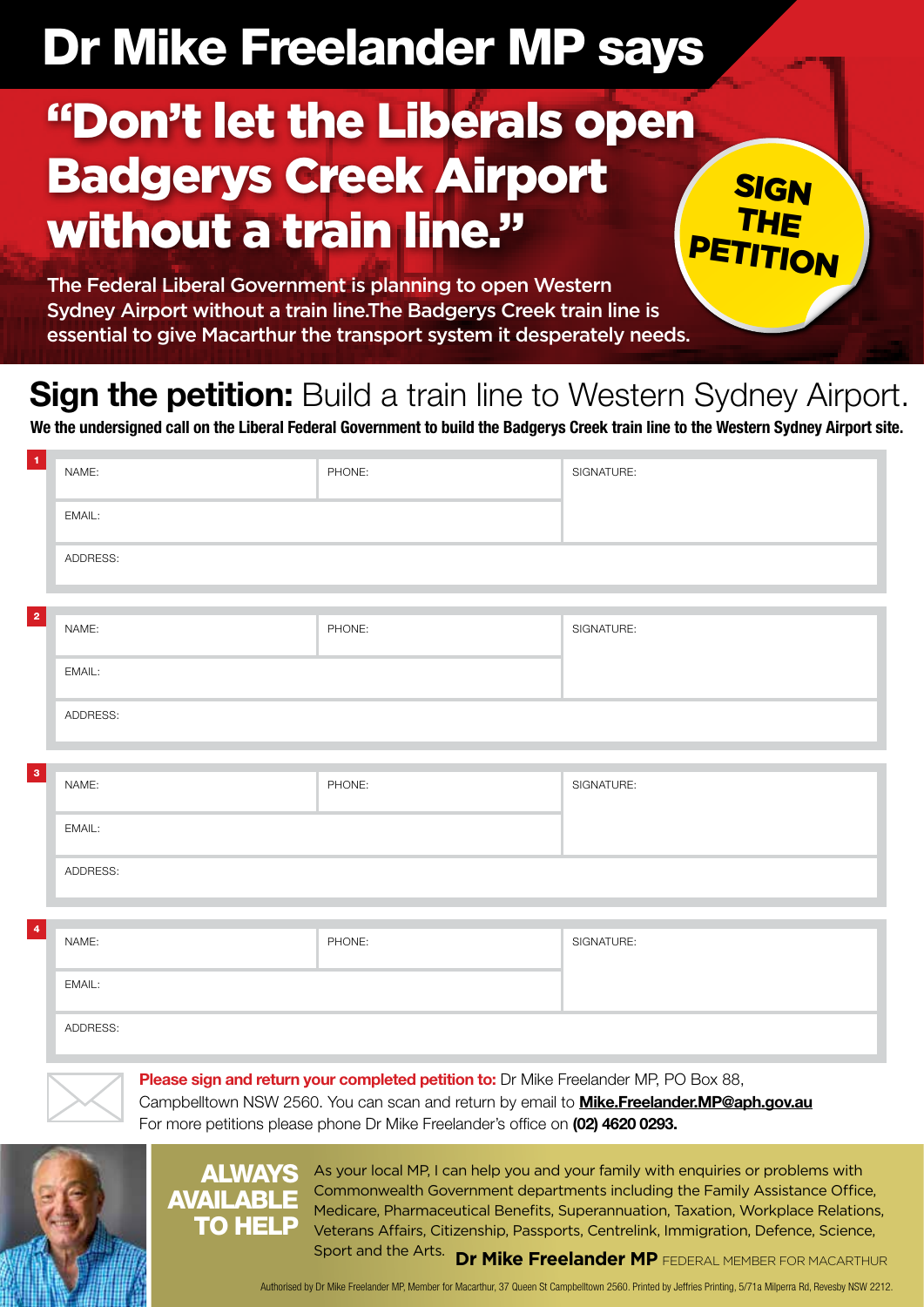# Dr Mike Freelander MP says

## "Don't let the Liberals open Badgerys Creek Airport without a train line."

**SIGN THE PETITION**

The Federal Liberal Government is planning to open Western Sydney Airport without a train line.The Badgerys Creek train line is essential to give Macarthur the transport system it desperately needs.

## **Sign the petition:** Build a train line to Western Sydney Airport.

**We the undersigned call on the Liberal Federal Government to build the Badgerys Creek train line to the Western Sydney Airport site.**

| # | | | |
|---|---|---|---|
| 1 | NAME: | PHONE: | SIGNATURE: |
| | EMAIL: | | |
| | ADDRESS: | | |
| 2 | NAME: | PHONE: | SIGNATURE: |
| | EMAIL: | | |
| | ADDRESS: | | |
| 3 | NAME: | PHONE: | SIGNATURE: |
| | EMAIL: | | |
| | ADDRESS: | | |
| 4 | NAME: | PHONE: | SIGNATURE: |
| | EMAIL: | | |
| | ADDRESS: | | |

**Please sign and return your completed petition to:** Dr Mike Freelander MP, PO Box 88, Campbelltown NSW 2560. You can scan and return by email to **Mike.Freelander.MP@aph.gov.au**
For more petitions please phone Dr Mike Freelander's office on **(02) 4620 0293.**

**ALWAYS AVAILABLE TO HELP**

As your local MP, I can help you and your family with enquiries or problems with Commonwealth Government departments including the Family Assistance Office, Medicare, Pharmaceutical Benefits, Superannuation, Taxation, Workplace Relations, Veterans Affairs, Citizenship, Passports, Centrelink, Immigration, Defence, Science, Sport and the Arts.

**Dr Mike Freelander MP** FEDERAL MEMBER FOR MACARTHUR

Authorised by Dr Mike Freelander MP, Member for Macarthur, 37 Queen St Campbelltown 2560. Printed by Jeffries Printing, 5/71a Milperra Rd, Revesby NSW 2212.